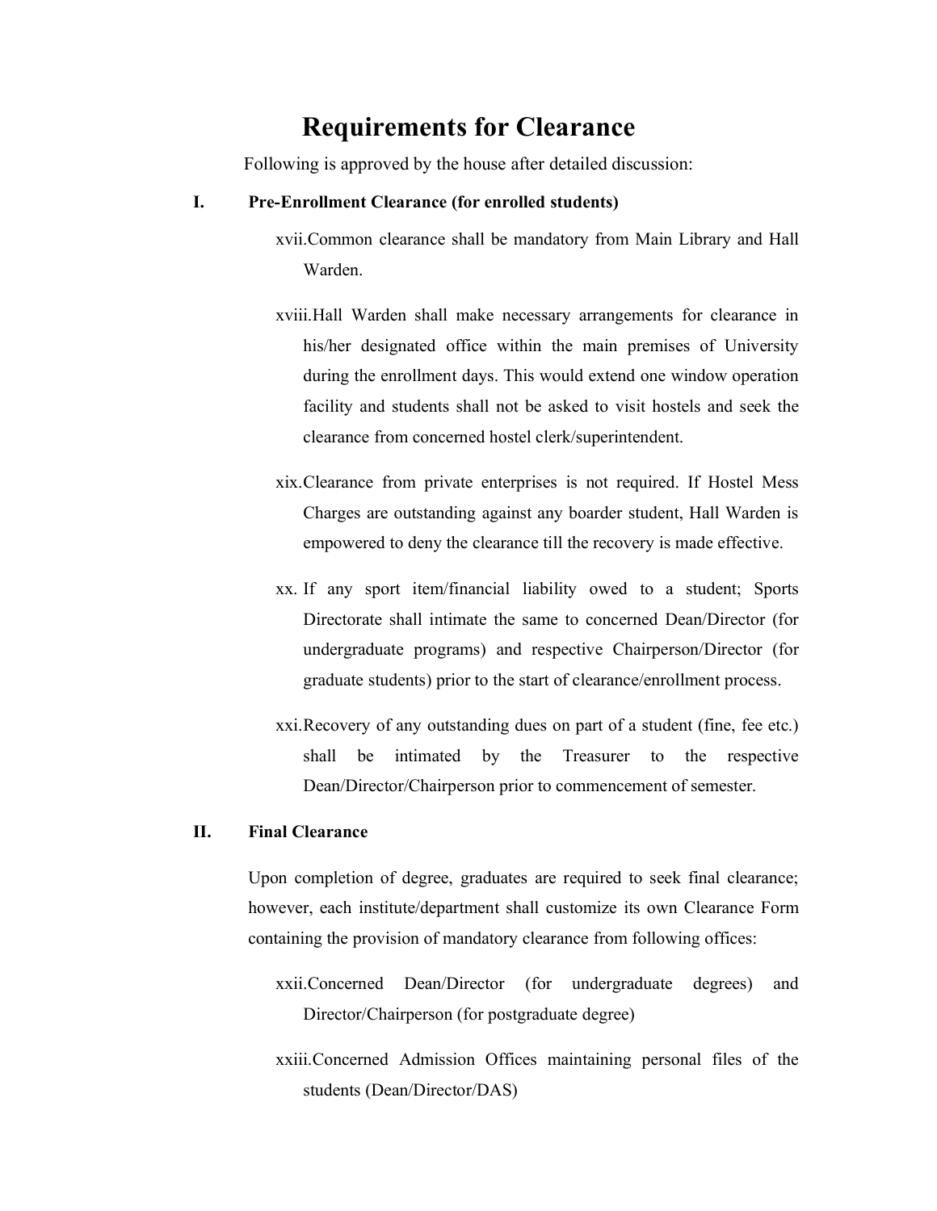# Requirements for Clearance

Following is approved by the house after detailed discussion:

## I. Pre-Enrollment Clearance (for enrolled students)

xvii. Common clearance shall be mandatory from Main Library and Hall Warden.

xviii. Hall Warden shall make necessary arrangements for clearance in his/her designated office within the main premises of University during the enrollment days. This would extend one window operation facility and students shall not be asked to visit hostels and seek the clearance from concerned hostel clerk/superintendent.

xix. Clearance from private enterprises is not required. If Hostel Mess Charges are outstanding against any boarder student, Hall Warden is empowered to deny the clearance till the recovery is made effective.

xx. If any sport item/financial liability owed to a student; Sports Directorate shall intimate the same to concerned Dean/Director (for undergraduate programs) and respective Chairperson/Director (for graduate students) prior to the start of clearance/enrollment process.

xxi. Recovery of any outstanding dues on part of a student (fine, fee etc.) shall be intimated by the Treasurer to the respective Dean/Director/Chairperson prior to commencement of semester.

## II. Final Clearance

Upon completion of degree, graduates are required to seek final clearance; however, each institute/department shall customize its own Clearance Form containing the provision of mandatory clearance from following offices:

xxii. Concerned Dean/Director (for undergraduate degrees) and Director/Chairperson (for postgraduate degree)

xxiii. Concerned Admission Offices maintaining personal files of the students (Dean/Director/DAS)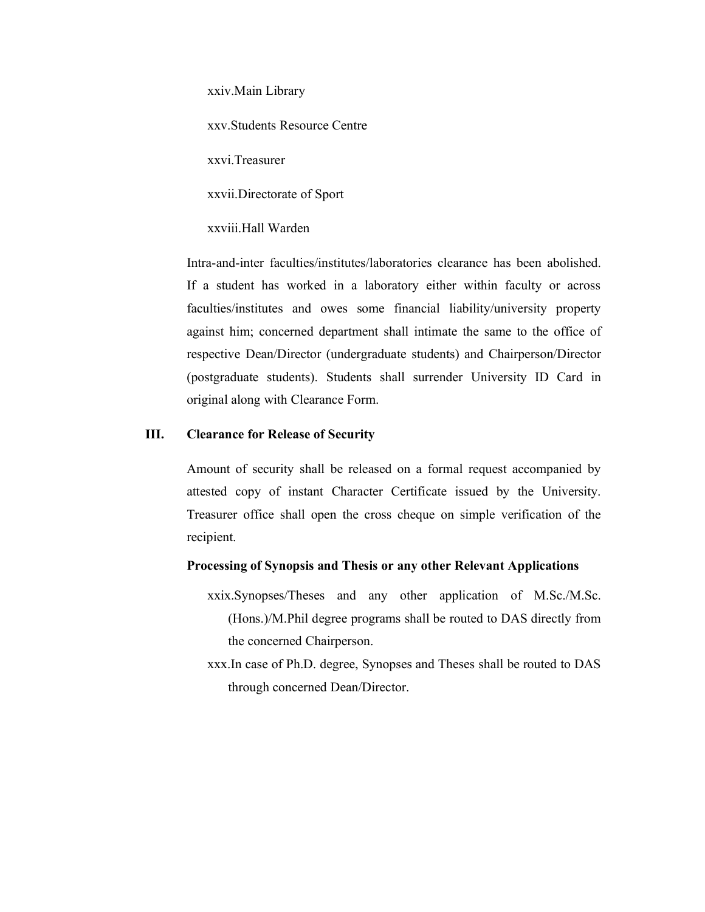xxiv.Main Library

xxv.Students Resource Centre

xxvi.Treasurer

xxvii.Directorate of Sport

xxviii.Hall Warden

Intra-and-inter faculties/institutes/laboratories clearance has been abolished. If a student has worked in a laboratory either within faculty or across faculties/institutes and owes some financial liability/university property against him; concerned department shall intimate the same to the office of respective Dean/Director (undergraduate students) and Chairperson/Director (postgraduate students). Students shall surrender University ID Card in original along with Clearance Form.

## III. Clearance for Release of Security

Amount of security shall be released on a formal request accompanied by attested copy of instant Character Certificate issued by the University. Treasurer office shall open the cross cheque on simple verification of the recipient.

**Processing of Synopsis and Thesis or any other Relevant Applications**

xxix.Synopses/Theses and any other application of M.Sc./M.Sc. (Hons.)/M.Phil degree programs shall be routed to DAS directly from the concerned Chairperson.

xxx.In case of Ph.D. degree, Synopses and Theses shall be routed to DAS through concerned Dean/Director.